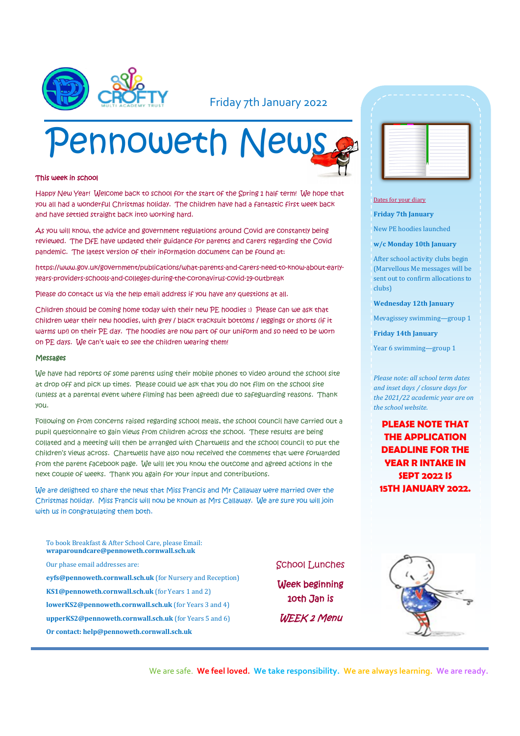Friday 7th January 2022

# Pennoweth News

### This week in school

Happy New Year! Welcome back to school for the start of the Spring 1 half term! We hope that you all had a wonderful Christmas holiday. The children have had a fantastic first week back and have settled straight back into working hard.

As you will know, the advice and government regulations around Covid are constantly being reviewed. The DfE have updated their guidance for parents and carers regarding the Covid pandemic. The latest version of their information document can be found at:

https://www.gov.uk/government/publications/what-parents-and-carers-need-to-know-about-early-years-providers-schools-and-colleges-during-the-coronavirus-covid-19-outbreak

Please do contact us via the help email address if you have any questions at all.

Children should be coming home today with their new PE hoodies :) Please can we ask that children wear their new hoodies, with grey / black tracksuit bottoms / leggings or shorts (if it warms up!) on their PE day. The hoodies are now part of our uniform and so need to be worn on PE days. We can't wait to see the children wearing them!

### Messages

We have had reports of some parents using their mobile phones to video around the school site at drop off and pick up times. Please could we ask that you do not film on the school site (unless at a parental event where filming has been agreed) due to safeguarding reasons. Thank you.

Following on from concerns raised regarding school meals, the school council have carried out a pupil questionnaire to gain views from children across the school. These results are being collated and a meeting will then be arranged with Chartwells and the school council to put the children's views across. Chartwells have also now received the comments that were forwarded from the parent Facebook page. We will let you know the outcome and agreed actions in the next couple of weeks. Thank you again for your input and contributions.

We are delighted to share the news that Miss Francis and Mr Callaway were married over the Christmas holiday. Miss Francis will now be known as Mrs Callaway. We are sure you will join with us in congratulating them both.

To book Breakfast & After School Care, please Email: **wraparoundcare@pennoweth.cornwall.sch.uk**

Our phase email addresses are:

**eyfs@pennoweth.cornwall.sch.uk** (for Nursery and Reception)

**KS1@pennoweth.cornwall.sch.uk** (for Years 1 and 2)

**lowerKS2@pennoweth.cornwall.sch.uk** (for Years 3 and 4)

**upperKS2@pennoweth.cornwall.sch.uk** (for Years 5 and 6)

**Or contact: help@pennoweth.cornwall.sch.uk**

School Lunches

**Week beginning 10th Jan is**

***WEEK 2 Menu***

Dates for your diary

**Friday 7th January**

New PE hoodies launched

**w/c Monday 10th January**

After school activity clubs begin (Marvellous Me messages will be sent out to confirm allocations to clubs)

**Wednesday 12th January**

Mevagissey swimming—group 1

**Friday 14th January**

Year 6 swimming—group 1

*Please note: all school term dates and inset days / closure days for the 2021/22 academic year are on the school website.*

**PLEASE NOTE THAT THE APPLICATION DEADLINE FOR THE YEAR R INTAKE IN SEPT 2022 IS 15TH JANUARY 2022.**

We are safe. **We feel loved.** **We take responsibility.** **We are always learning.** **We are ready.**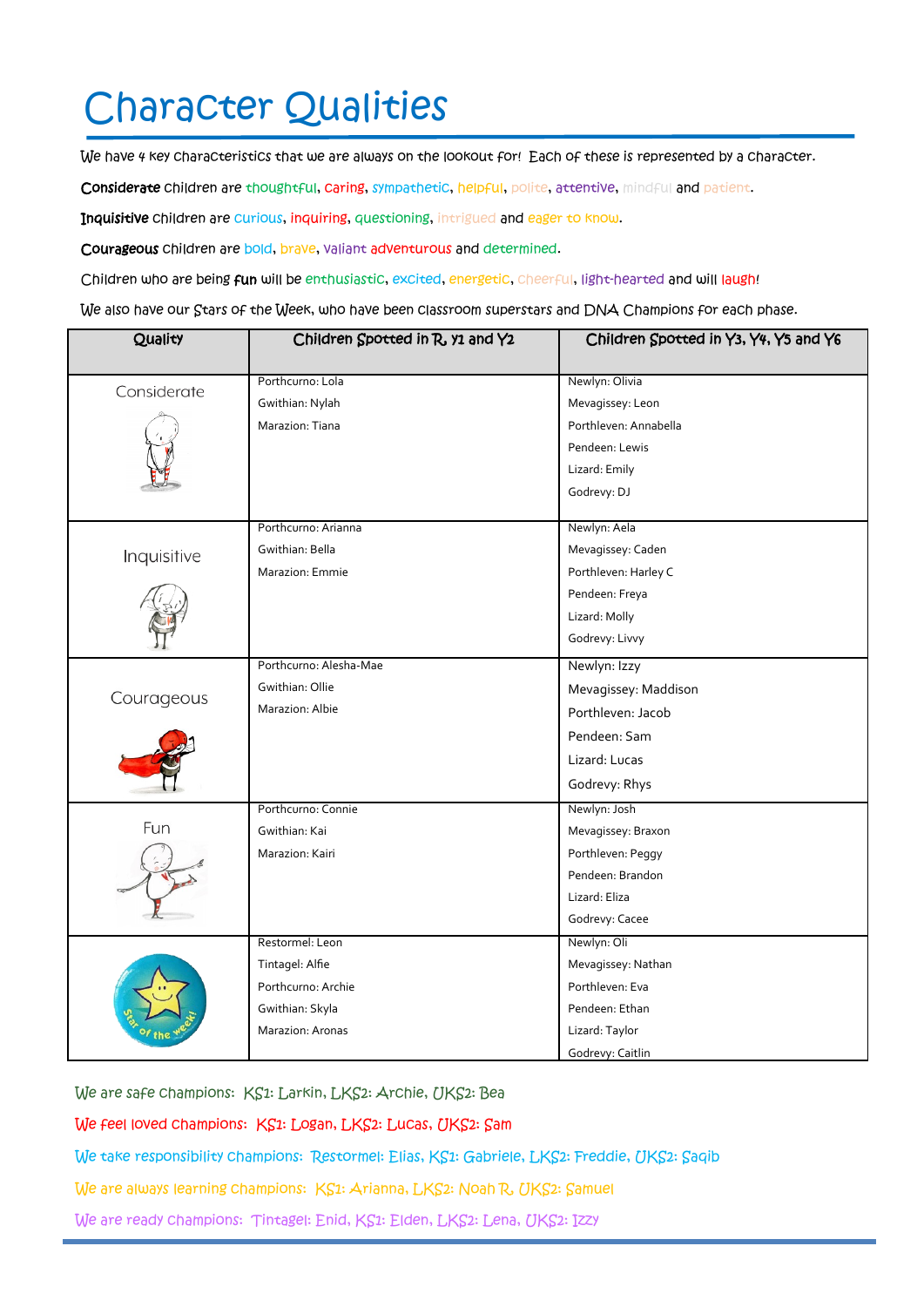# Character Qualities

We have 4 key characteristics that we are always on the lookout for! Each of these is represented by a character.

**Considerate** children are thoughtful, caring, sympathetic, helpful, polite, attentive, mindful and patient.

**Inquisitive** children are curious, inquiring, questioning, intrigued and eager to know.

**Courageous** children are bold, brave, valiant adventurous and determined.

Children who are being **fun** will be enthusiastic, excited, energetic, cheerful, light-hearted and will laugh!

We also have our Stars of the Week, who have been classroom superstars and DNA Champions for each phase.

| Quality | Children Spotted in R, Y1 and Y2 | Children Spotted in Y3, Y4, Y5 and Y6 |
|---|---|---|
| Considerate | Porthcurno: Lola<br>Gwithian: Nylah<br>Marazion: Tiana | Newlyn: Olivia<br>Mevagissey: Leon<br>Porthleven: Annabella<br>Pendeen: Lewis<br>Lizard: Emily<br>Godrevy: DJ |
| Inquisitive | Porthcurno: Arianna<br>Gwithian: Bella<br>Marazion: Emmie | Newlyn: Aela<br>Mevagissey: Caden<br>Porthleven: Harley C<br>Pendeen: Freya<br>Lizard: Molly<br>Godrevy: Livvy |
| Courageous | Porthcurno: Alesha-Mae<br>Gwithian: Ollie<br>Marazion: Albie | Newlyn: Izzy<br>Mevagissey: Maddison<br>Porthleven: Jacob<br>Pendeen: Sam<br>Lizard: Lucas<br>Godrevy: Rhys |
| Fun | Porthcurno: Connie<br>Gwithian: Kai<br>Marazion: Kairi | Newlyn: Josh<br>Mevagissey: Braxon<br>Porthleven: Peggy<br>Pendeen: Brandon<br>Lizard: Eliza<br>Godrevy: Cacee |
| Star of the week! | Restormel: Leon<br>Tintagel: Alfie<br>Porthcurno: Archie<br>Gwithian: Skyla<br>Marazion: Aronas | Newlyn: Oli<br>Mevagissey: Nathan<br>Porthleven: Eva<br>Pendeen: Ethan<br>Lizard: Taylor<br>Godrevy: Caitlin |

We are safe champions: KS1: Larkin, LKS2: Archie, UKS2: Bea

We feel loved champions: KS1: Logan, LKS2: Lucas, UKS2: Sam

We take responsibility champions: Restormel: Elias, KS1: Gabriele, LKS2: Freddie, UKS2: Saqib

We are always learning champions: KS1: Arianna, LKS2: Noah R, UKS2: Samuel

We are ready champions: Tintagel: Enid, KS1: Elden, LKS2: Lena, UKS2: Izzy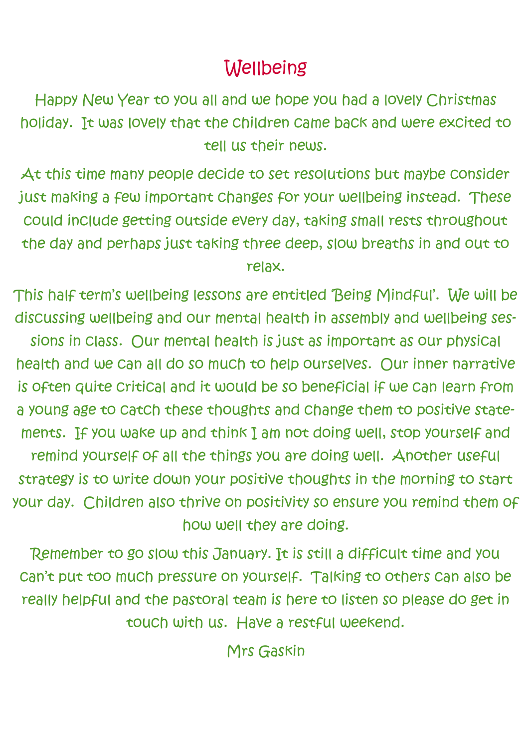# Wellbeing

Happy New Year to you all and we hope you had a lovely Christmas holiday. It was lovely that the children came back and were excited to tell us their news.

At this time many people decide to set resolutions but maybe consider just making a few important changes for your wellbeing instead. These could include getting outside every day, taking small rests throughout the day and perhaps just taking three deep, slow breaths in and out to relax.

This half term's wellbeing lessons are entitled 'Being Mindful'. We will be discussing wellbeing and our mental health in assembly and wellbeing sessions in class. Our mental health is just as important as our physical health and we can all do so much to help ourselves. Our inner narrative is often quite critical and it would be so beneficial if we can learn from a young age to catch these thoughts and change them to positive statements. If you wake up and think I am not doing well, stop yourself and remind yourself of all the things you are doing well. Another useful strategy is to write down your positive thoughts in the morning to start your day. Children also thrive on positivity so ensure you remind them of how well they are doing.

Remember to go slow this January. It is still a difficult time and you can't put too much pressure on yourself. Talking to others can also be really helpful and the pastoral team is here to listen so please do get in touch with us. Have a restful weekend.

Mrs Gaskin